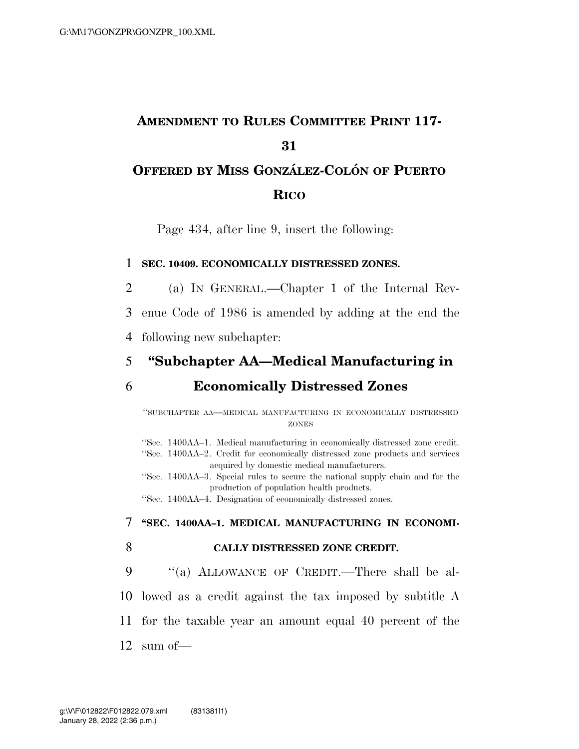# AMENDMENT TO RULES COMMITTEE PRINT 117-31

## OFFERED BY MISS GONZÁLEZ-COLÓN OF PUERTO RICO

Page 434, after line 9, insert the following:

**SEC. 10409. ECONOMICALLY DISTRESSED ZONES.**

(a) IN GENERAL.—Chapter 1 of the Internal Revenue Code of 1986 is amended by adding at the end the following new subchapter:

### "Subchapter AA—Medical Manufacturing in Economically Distressed Zones

"SUBCHAPTER AA—MEDICAL MANUFACTURING IN ECONOMICALLY DISTRESSED ZONES

"Sec. 1400AA–1. Medical manufacturing in economically distressed zone credit.
"Sec. 1400AA–2. Credit for economically distressed zone products and services acquired by domestic medical manufacturers.
"Sec. 1400AA–3. Special rules to secure the national supply chain and for the production of population health products.
"Sec. 1400AA–4. Designation of economically distressed zones.

**"SEC. 1400AA–1. MEDICAL MANUFACTURING IN ECONOMICALLY DISTRESSED ZONE CREDIT.**

"(a) ALLOWANCE OF CREDIT.—There shall be allowed as a credit against the tax imposed by subtitle A for the taxable year an amount equal 40 percent of the sum of—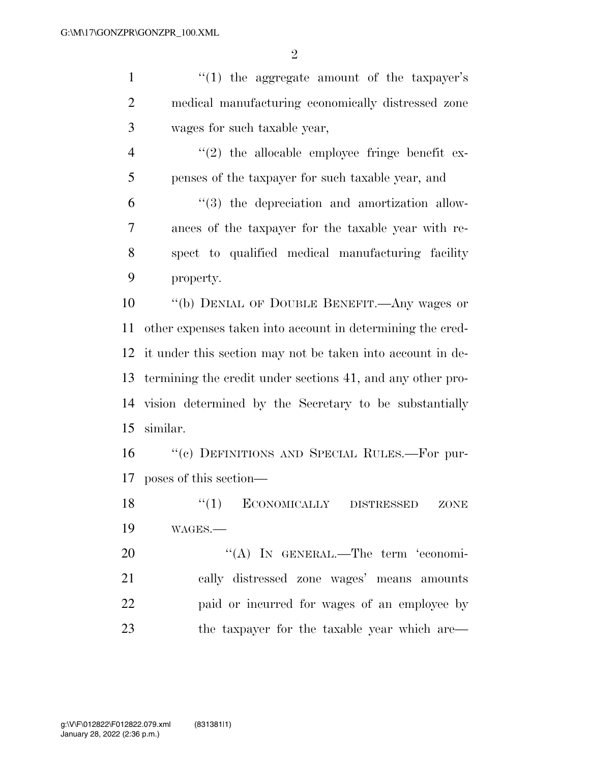''(1) the aggregate amount of the taxpayer's medical manufacturing economically distressed zone wages for such taxable year,

''(2) the allocable employee fringe benefit expenses of the taxpayer for such taxable year, and

''(3) the depreciation and amortization allowances of the taxpayer for the taxable year with respect to qualified medical manufacturing facility property.

''(b) DENIAL OF DOUBLE BENEFIT.—Any wages or other expenses taken into account in determining the credit under this section may not be taken into account in determining the credit under sections 41, and any other provision determined by the Secretary to be substantially similar.

''(c) DEFINITIONS AND SPECIAL RULES.—For purposes of this section—

''(1) ECONOMICALLY DISTRESSED ZONE WAGES.—

''(A) IN GENERAL.—The term 'economically distressed zone wages' means amounts paid or incurred for wages of an employee by the taxpayer for the taxable year which are—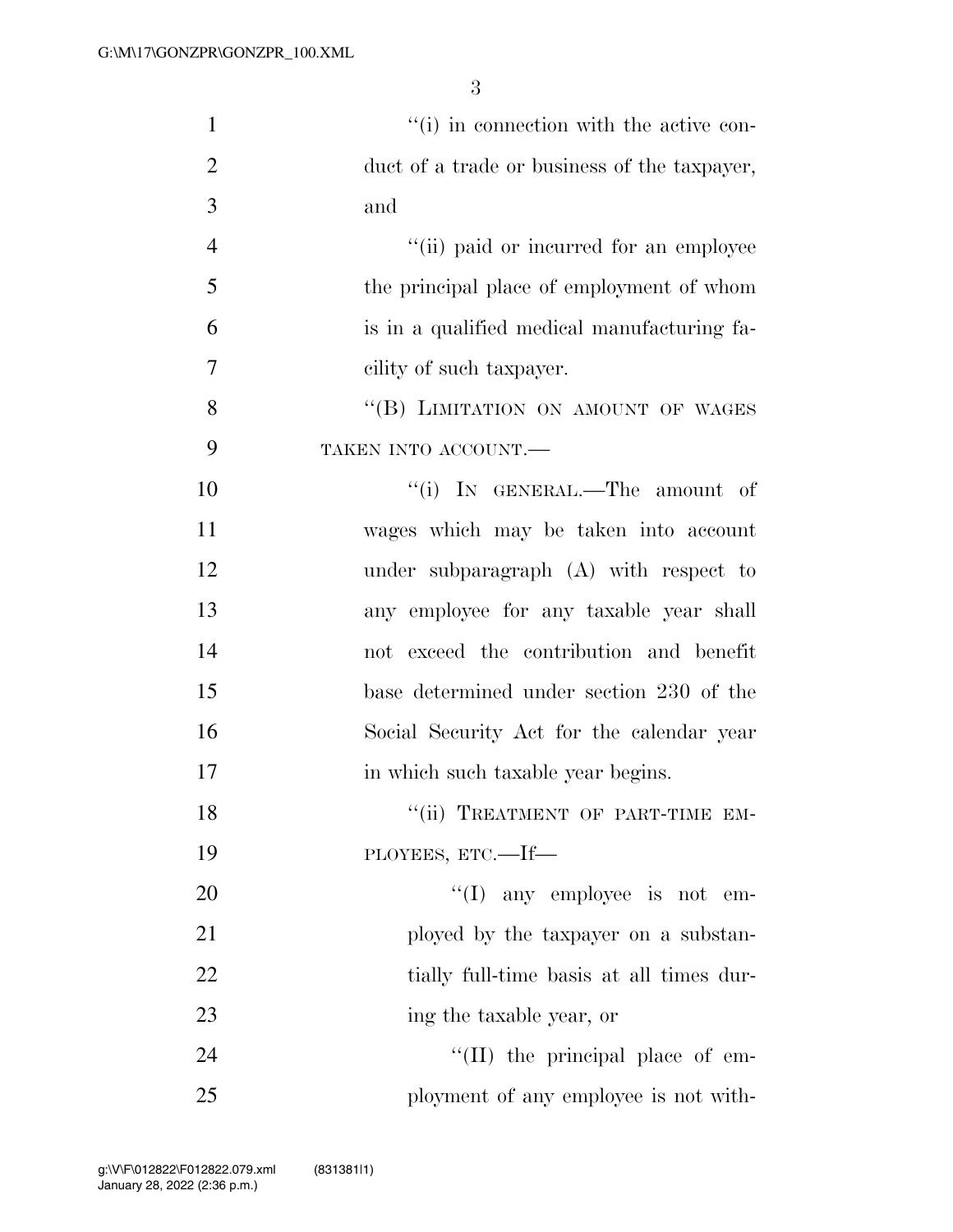"(i) in connection with the active conduct of a trade or business of the taxpayer, and

"(ii) paid or incurred for an employee the principal place of employment of whom is in a qualified medical manufacturing facility of such taxpayer.

"(B) LIMITATION ON AMOUNT OF WAGES TAKEN INTO ACCOUNT.—

"(i) IN GENERAL.—The amount of wages which may be taken into account under subparagraph (A) with respect to any employee for any taxable year shall not exceed the contribution and benefit base determined under section 230 of the Social Security Act for the calendar year in which such taxable year begins.

"(ii) TREATMENT OF PART-TIME EMPLOYEES, ETC.—If—

"(I) any employee is not employed by the taxpayer on a substantially full-time basis at all times during the taxable year, or

"(II) the principal place of employment of any employee is not with-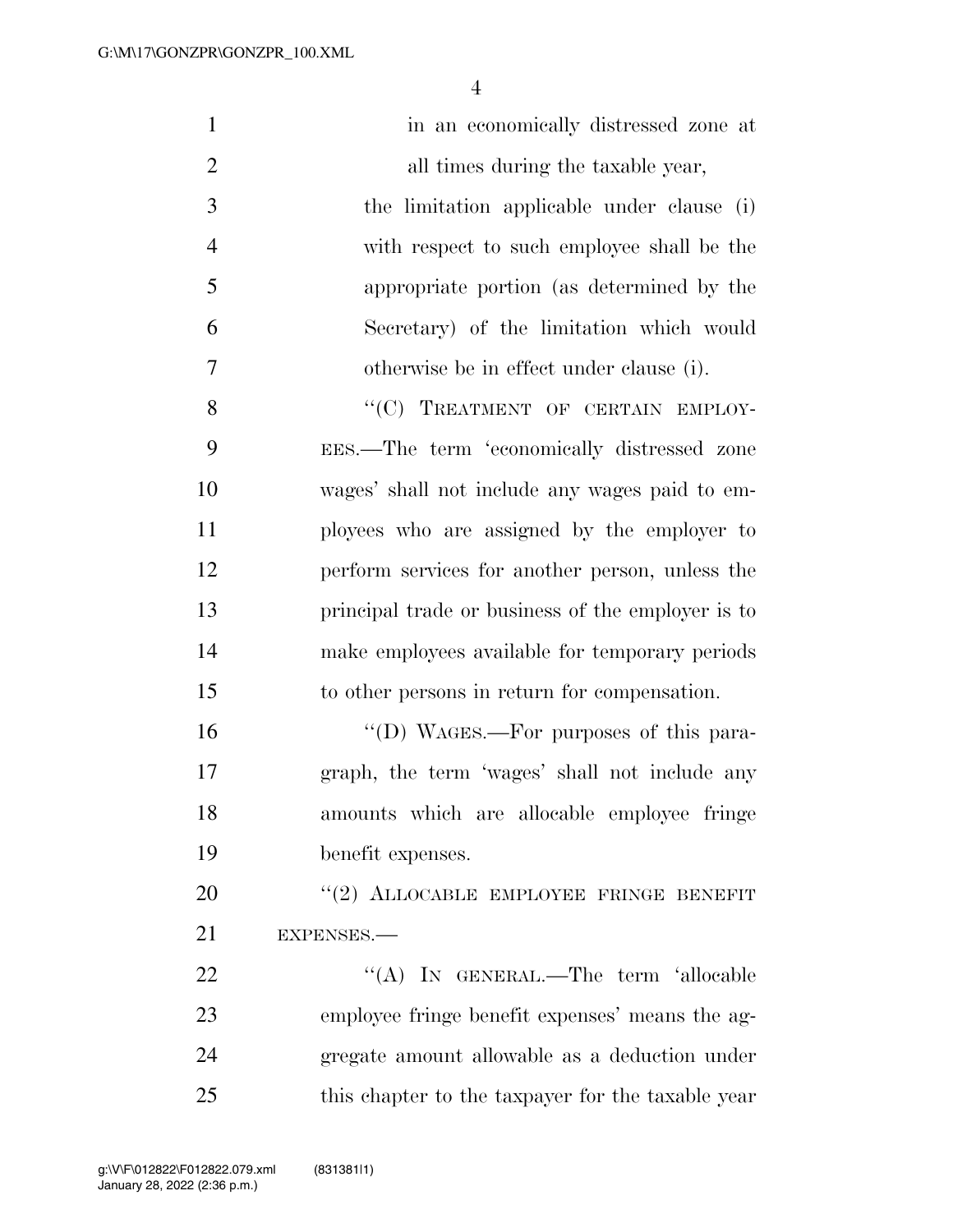in an economically distressed zone at all times during the taxable year,

the limitation applicable under clause (i) with respect to such employee shall be the appropriate portion (as determined by the Secretary) of the limitation which would otherwise be in effect under clause (i).

"(C) TREATMENT OF CERTAIN EMPLOYEES.—The term 'economically distressed zone wages' shall not include any wages paid to employees who are assigned by the employer to perform services for another person, unless the principal trade or business of the employer is to make employees available for temporary periods to other persons in return for compensation.

"(D) WAGES.—For purposes of this paragraph, the term 'wages' shall not include any amounts which are allocable employee fringe benefit expenses.

"(2) ALLOCABLE EMPLOYEE FRINGE BENEFIT EXPENSES.—

"(A) IN GENERAL.—The term 'allocable employee fringe benefit expenses' means the aggregate amount allowable as a deduction under this chapter to the taxpayer for the taxable year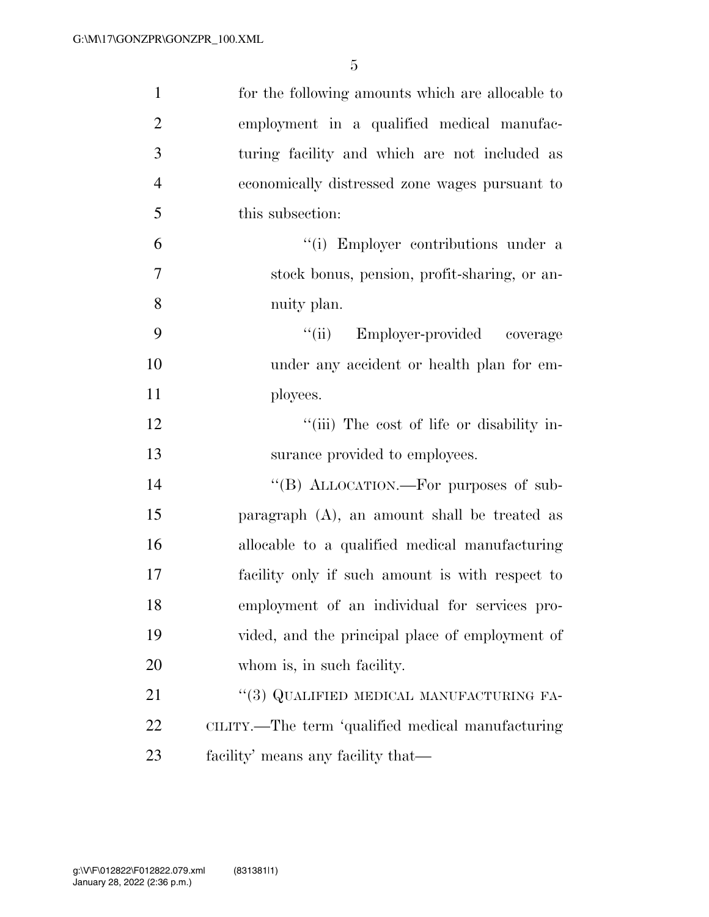for the following amounts which are allocable to employment in a qualified medical manufacturing facility and which are not included as economically distressed zone wages pursuant to this subsection:

"(i) Employer contributions under a stock bonus, pension, profit-sharing, or annuity plan.

"(ii) Employer-provided coverage under any accident or health plan for employees.

"(iii) The cost of life or disability insurance provided to employees.

"(B) ALLOCATION.—For purposes of subparagraph (A), an amount shall be treated as allocable to a qualified medical manufacturing facility only if such amount is with respect to employment of an individual for services provided, and the principal place of employment of whom is, in such facility.

"(3) QUALIFIED MEDICAL MANUFACTURING FACILITY.—The term 'qualified medical manufacturing facility' means any facility that—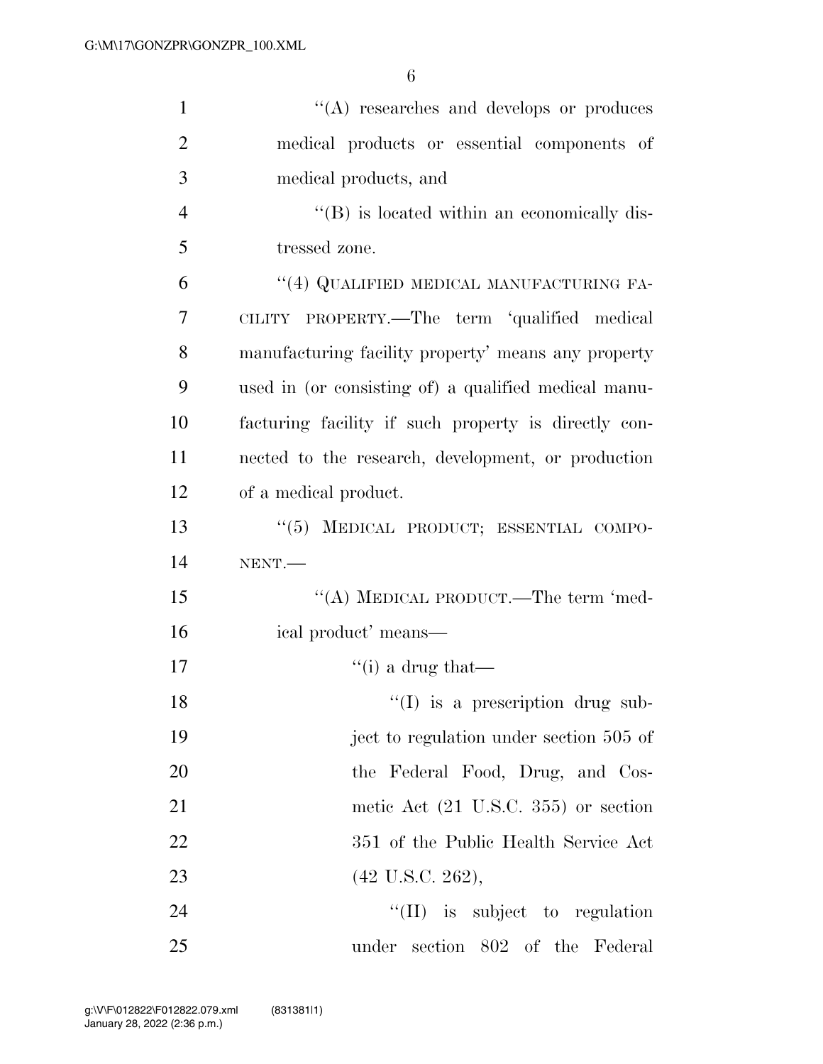"(A) researches and develops or produces medical products or essential components of medical products, and

"(B) is located within an economically distressed zone.

"(4) QUALIFIED MEDICAL MANUFACTURING FACILITY PROPERTY.—The term 'qualified medical manufacturing facility property' means any property used in (or consisting of) a qualified medical manufacturing facility if such property is directly connected to the research, development, or production of a medical product.

"(5) MEDICAL PRODUCT; ESSENTIAL COMPONENT.—

"(A) MEDICAL PRODUCT.—The term 'medical product' means—

"(i) a drug that—

"(I) is a prescription drug subject to regulation under section 505 of the Federal Food, Drug, and Cosmetic Act (21 U.S.C. 355) or section 351 of the Public Health Service Act (42 U.S.C. 262),

"(II) is subject to regulation under section 802 of the Federal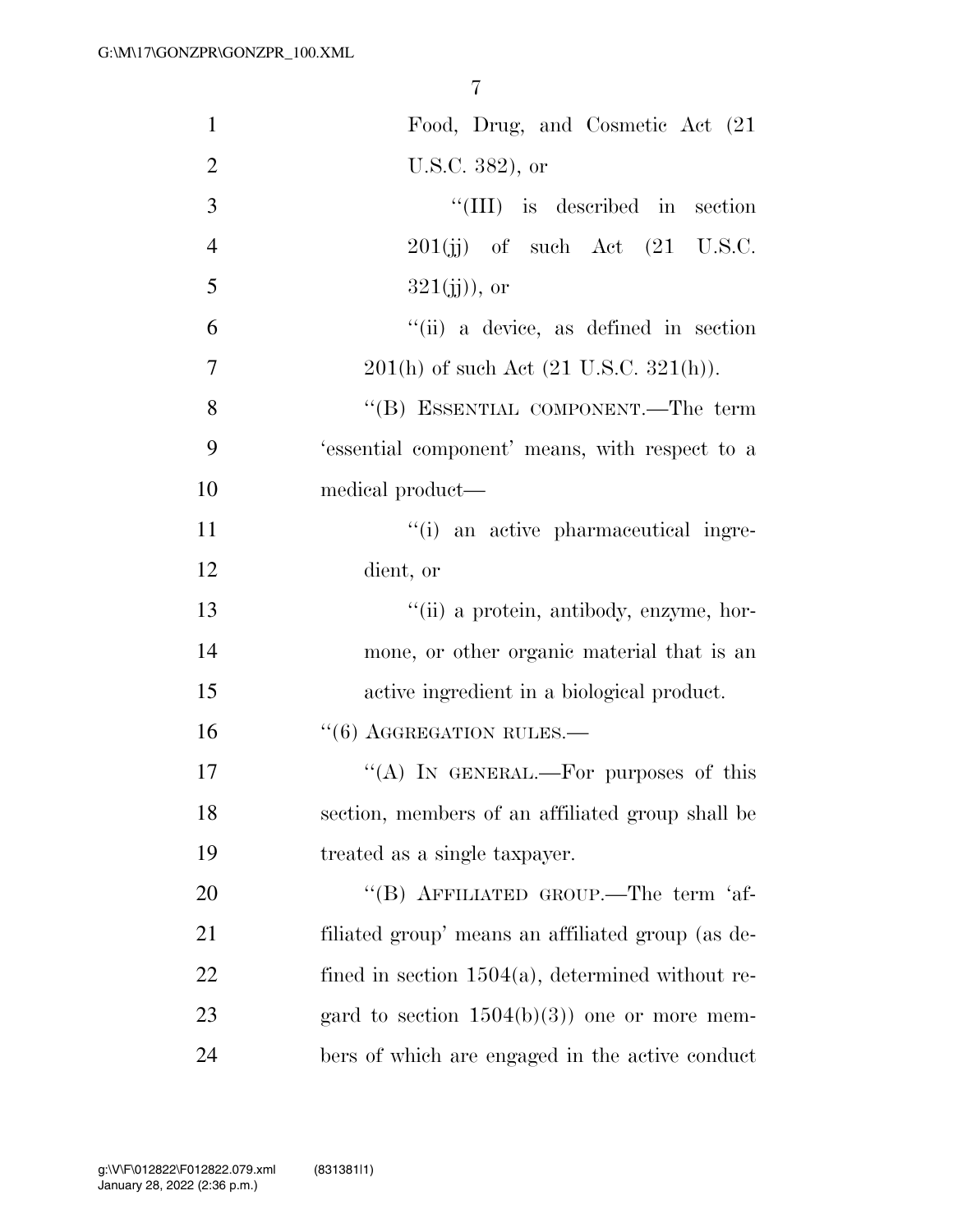Food, Drug, and Cosmetic Act (21 U.S.C. 382), or

''(III) is described in section 201(jj) of such Act (21 U.S.C. 321(jj)), or

''(ii) a device, as defined in section 201(h) of such Act (21 U.S.C. 321(h)).

''(B) ESSENTIAL COMPONENT.—The term 'essential component' means, with respect to a medical product—

''(i) an active pharmaceutical ingredient, or

''(ii) a protein, antibody, enzyme, hormone, or other organic material that is an active ingredient in a biological product.

''(6) AGGREGATION RULES.—

''(A) IN GENERAL.—For purposes of this section, members of an affiliated group shall be treated as a single taxpayer.

''(B) AFFILIATED GROUP.—The term 'affiliated group' means an affiliated group (as defined in section 1504(a), determined without regard to section 1504(b)(3)) one or more members of which are engaged in the active conduct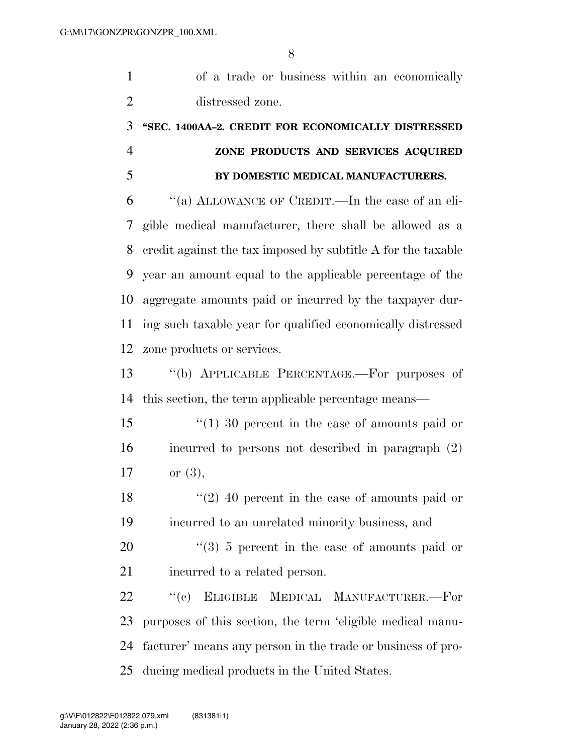of a trade or business within an economically distressed zone.

**"SEC. 1400AA–2. CREDIT FOR ECONOMICALLY DISTRESSED ZONE PRODUCTS AND SERVICES ACQUIRED BY DOMESTIC MEDICAL MANUFACTURERS.**

"(a) ALLOWANCE OF CREDIT.—In the case of an eligible medical manufacturer, there shall be allowed as a credit against the tax imposed by subtitle A for the taxable year an amount equal to the applicable percentage of the aggregate amounts paid or incurred by the taxpayer during such taxable year for qualified economically distressed zone products or services.

"(b) APPLICABLE PERCENTAGE.—For purposes of this section, the term applicable percentage means—

"(1) 30 percent in the case of amounts paid or incurred to persons not described in paragraph (2) or (3),

"(2) 40 percent in the case of amounts paid or incurred to an unrelated minority business, and

"(3) 5 percent in the case of amounts paid or incurred to a related person.

"(c) ELIGIBLE MEDICAL MANUFACTURER.—For purposes of this section, the term 'eligible medical manufacturer' means any person in the trade or business of producing medical products in the United States.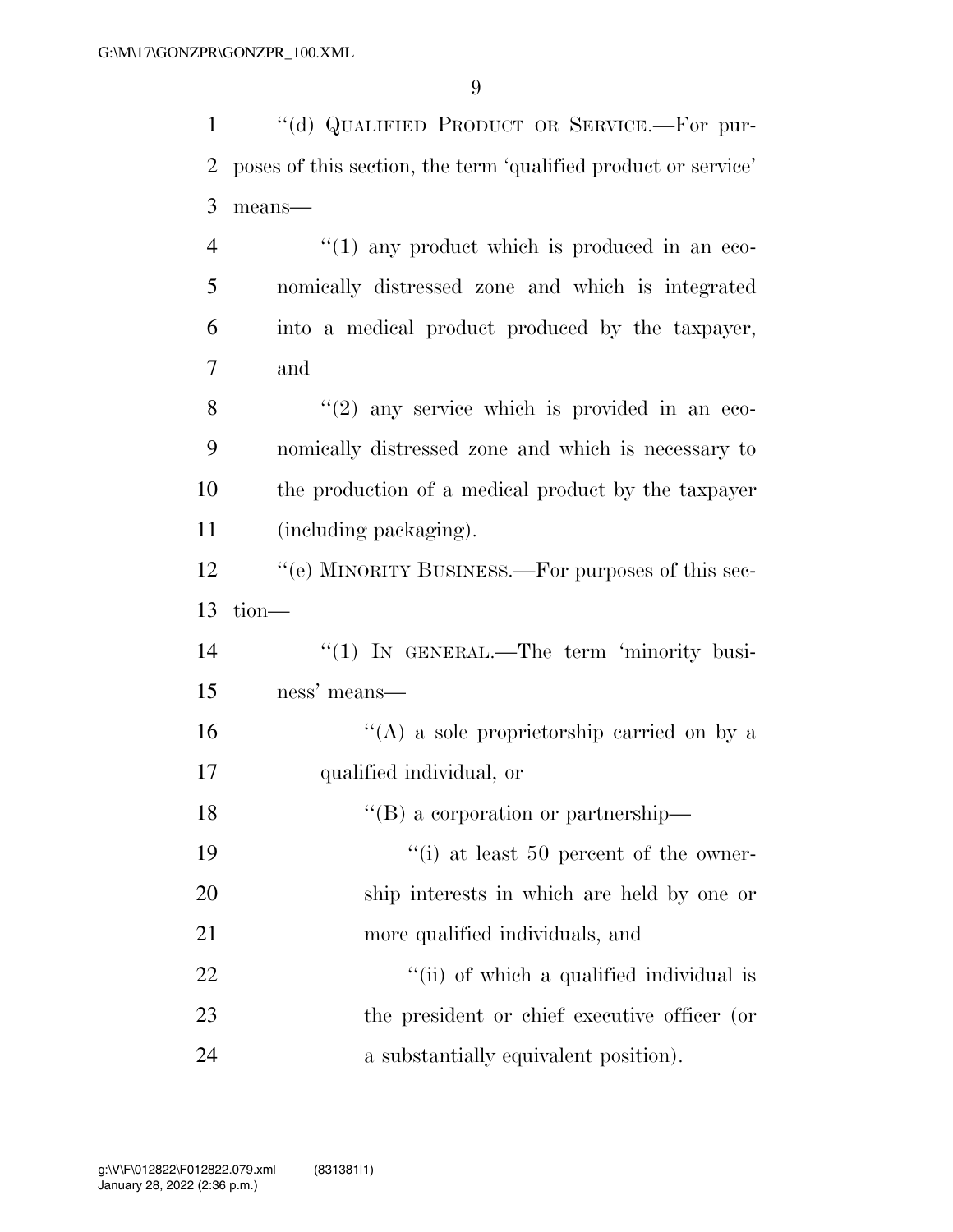"(d) QUALIFIED PRODUCT OR SERVICE.—For purposes of this section, the term 'qualified product or service' means—

"(1) any product which is produced in an economically distressed zone and which is integrated into a medical product produced by the taxpayer, and

"(2) any service which is provided in an economically distressed zone and which is necessary to the production of a medical product by the taxpayer (including packaging).

"(e) MINORITY BUSINESS.—For purposes of this section—

"(1) IN GENERAL.—The term 'minority business' means—

"(A) a sole proprietorship carried on by a qualified individual, or

"(B) a corporation or partnership—

"(i) at least 50 percent of the ownership interests in which are held by one or more qualified individuals, and

"(ii) of which a qualified individual is the president or chief executive officer (or a substantially equivalent position).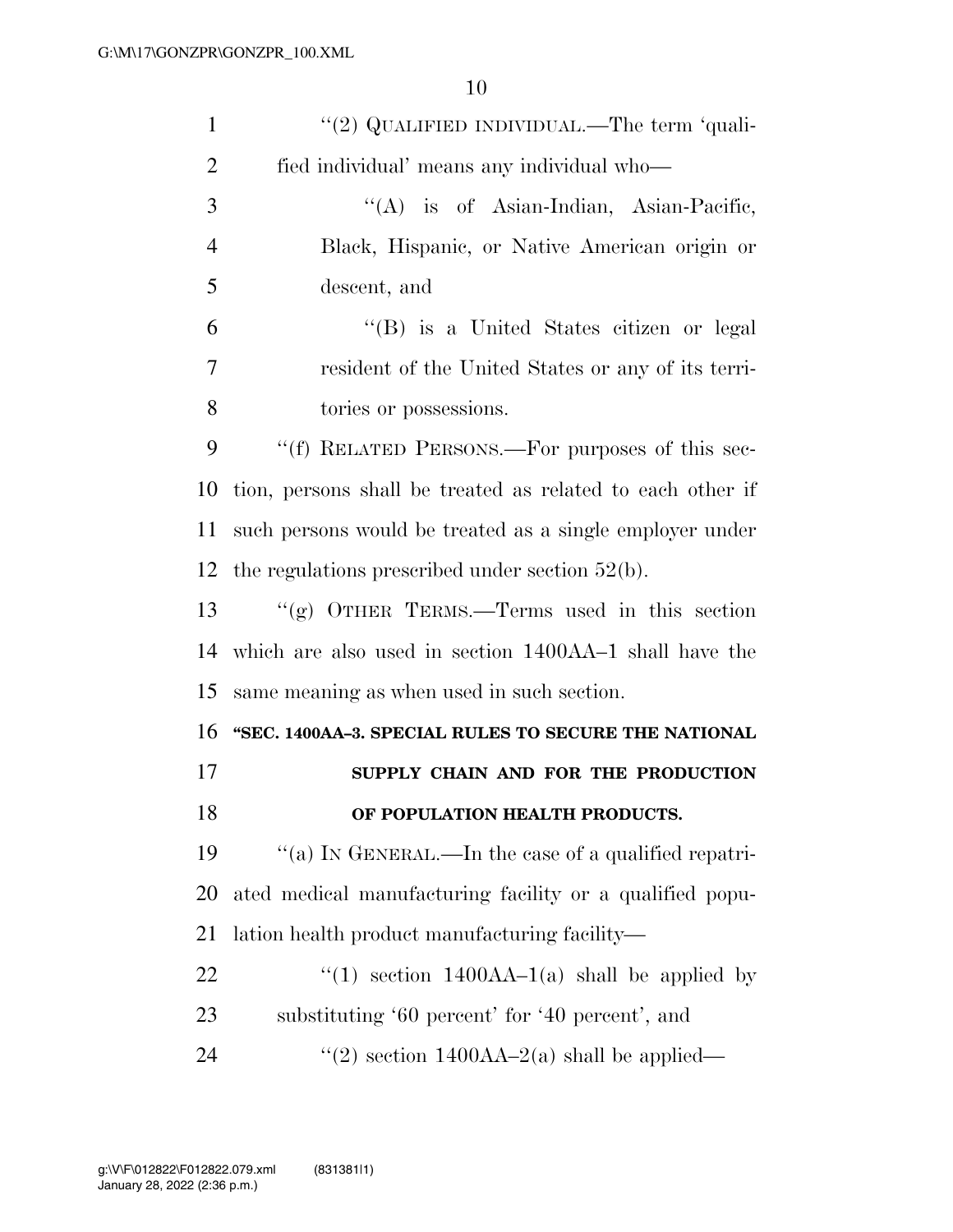"(2) QUALIFIED INDIVIDUAL.—The term 'qualified individual' means any individual who—

"(A) is of Asian-Indian, Asian-Pacific, Black, Hispanic, or Native American origin or descent, and

"(B) is a United States citizen or legal resident of the United States or any of its territories or possessions.

"(f) RELATED PERSONS.—For purposes of this section, persons shall be treated as related to each other if such persons would be treated as a single employer under the regulations prescribed under section 52(b).

"(g) OTHER TERMS.—Terms used in this section which are also used in section 1400AA–1 shall have the same meaning as when used in such section.

**"SEC. 1400AA–3. SPECIAL RULES TO SECURE THE NATIONAL SUPPLY CHAIN AND FOR THE PRODUCTION OF POPULATION HEALTH PRODUCTS.**

"(a) IN GENERAL.—In the case of a qualified repatriated medical manufacturing facility or a qualified population health product manufacturing facility—

"(1) section 1400AA–1(a) shall be applied by substituting '60 percent' for '40 percent', and

"(2) section 1400AA–2(a) shall be applied—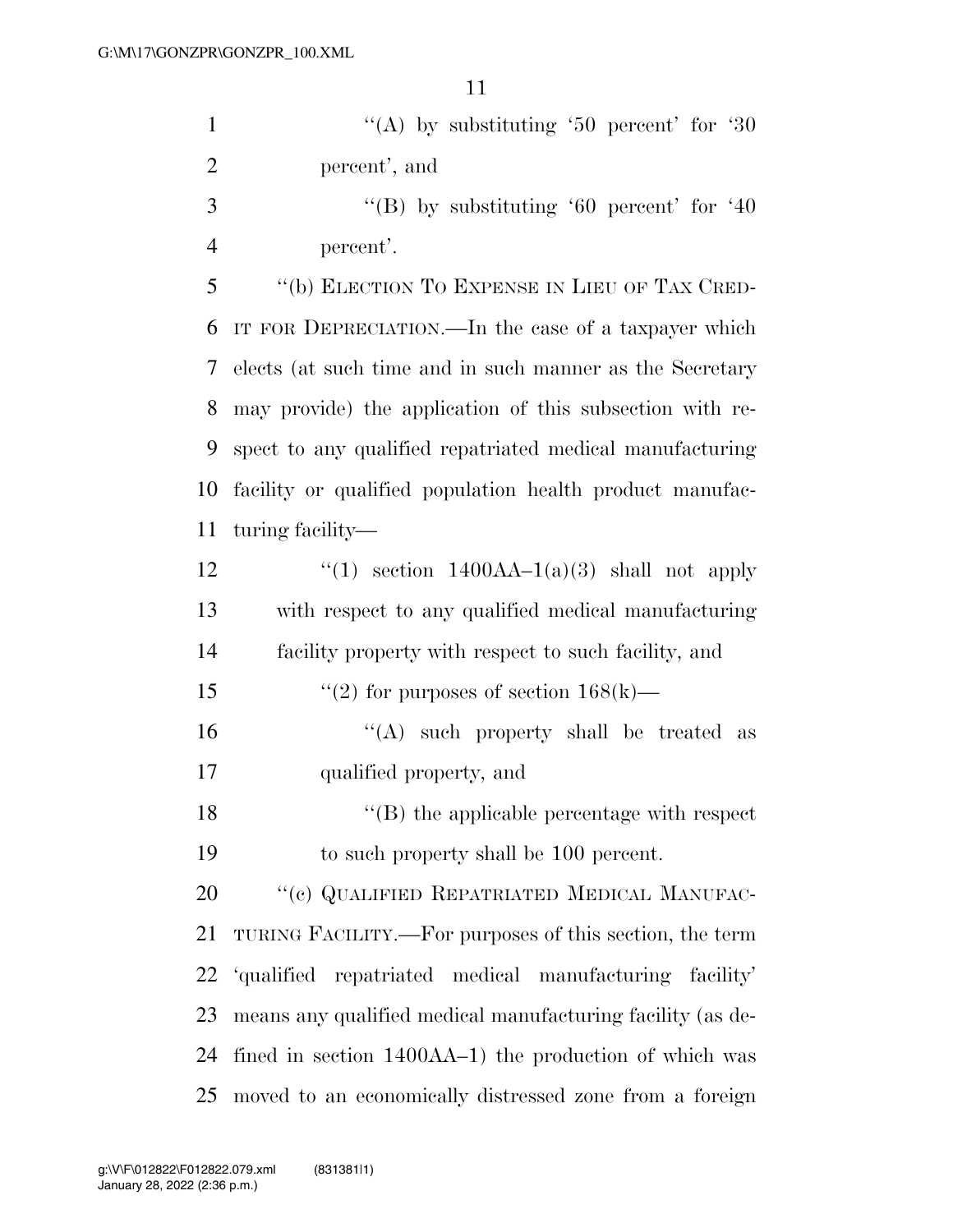"(A) by substituting '50 percent' for '30 percent', and

"(B) by substituting '60 percent' for '40 percent'.

"(b) ELECTION TO EXPENSE IN LIEU OF TAX CREDIT FOR DEPRECIATION.—In the case of a taxpayer which elects (at such time and in such manner as the Secretary may provide) the application of this subsection with respect to any qualified repatriated medical manufacturing facility or qualified population health product manufacturing facility—

"(1) section 1400AA–1(a)(3) shall not apply with respect to any qualified medical manufacturing facility property with respect to such facility, and

"(2) for purposes of section 168(k)—

"(A) such property shall be treated as qualified property, and

"(B) the applicable percentage with respect to such property shall be 100 percent.

"(c) QUALIFIED REPATRIATED MEDICAL MANUFACTURING FACILITY.—For purposes of this section, the term 'qualified repatriated medical manufacturing facility' means any qualified medical manufacturing facility (as defined in section 1400AA–1) the production of which was moved to an economically distressed zone from a foreign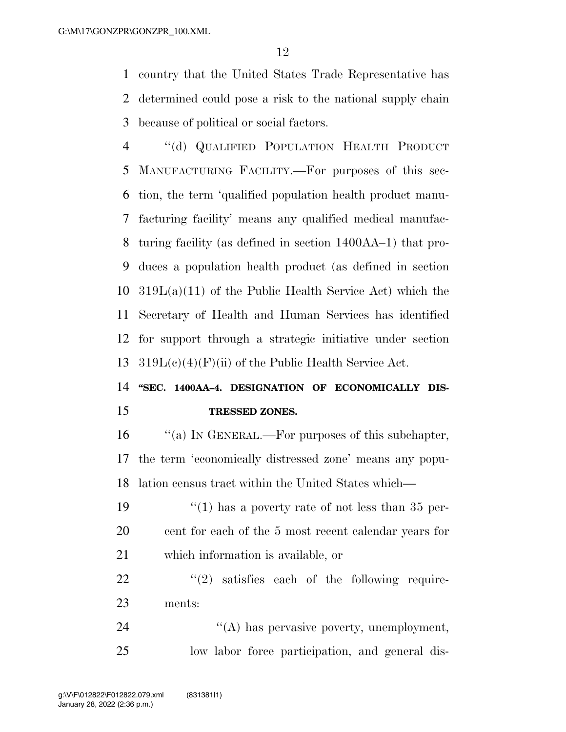country that the United States Trade Representative has determined could pose a risk to the national supply chain because of political or social factors.

"(d) QUALIFIED POPULATION HEALTH PRODUCT MANUFACTURING FACILITY.—For purposes of this section, the term 'qualified population health product manufacturing facility' means any qualified medical manufacturing facility (as defined in section 1400AA–1) that produces a population health product (as defined in section 319L(a)(11) of the Public Health Service Act) which the Secretary of Health and Human Services has identified for support through a strategic initiative under section 319L(c)(4)(F)(ii) of the Public Health Service Act.

**"SEC. 1400AA–4. DESIGNATION OF ECONOMICALLY DISTRESSED ZONES.**

"(a) IN GENERAL.—For purposes of this subchapter, the term 'economically distressed zone' means any population census tract within the United States which—

"(1) has a poverty rate of not less than 35 percent for each of the 5 most recent calendar years for which information is available, or

"(2) satisfies each of the following requirements:

"(A) has pervasive poverty, unemployment, low labor force participation, and general dis-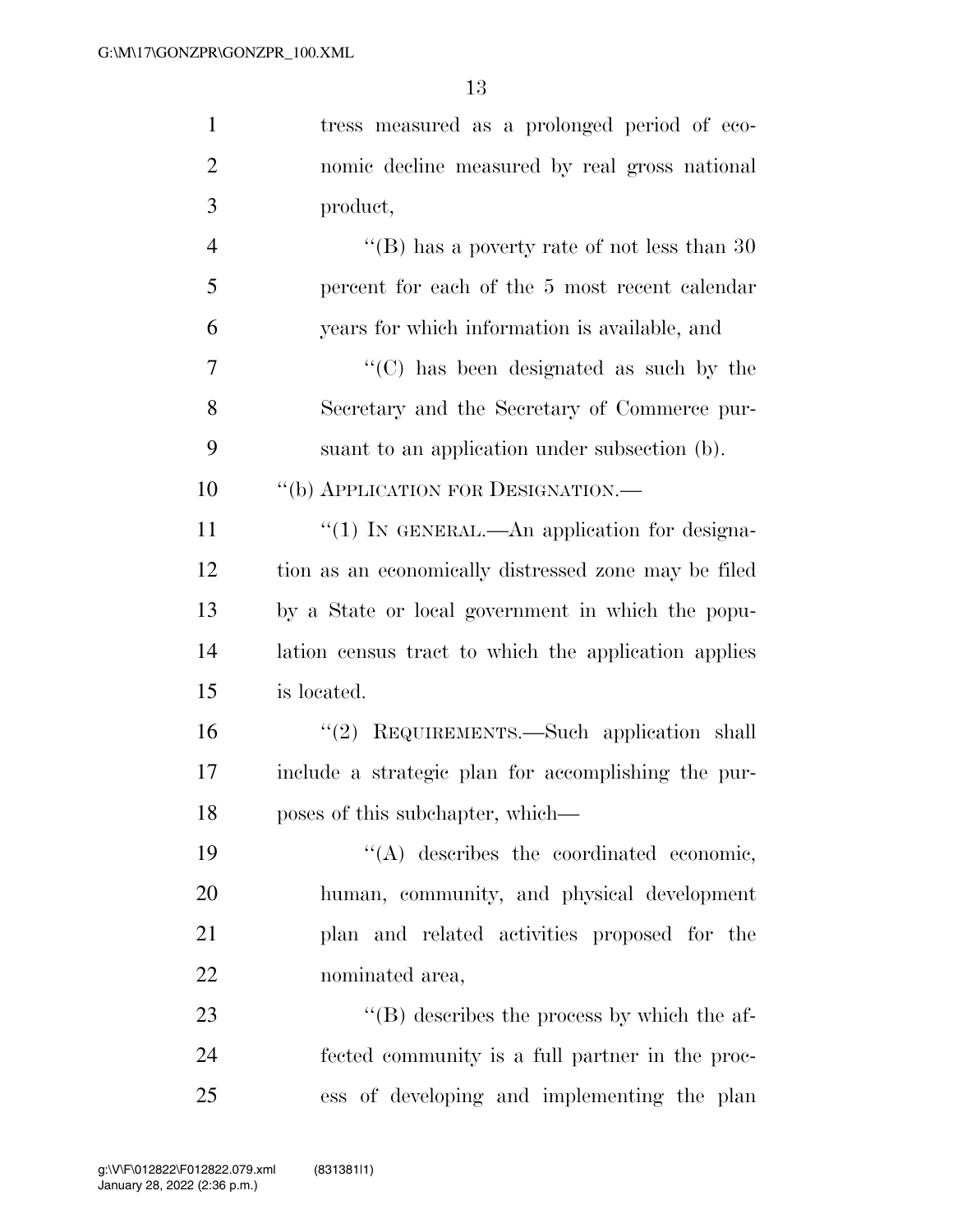tress measured as a prolonged period of economic decline measured by real gross national product,

''(B) has a poverty rate of not less than 30 percent for each of the 5 most recent calendar years for which information is available, and

''(C) has been designated as such by the Secretary and the Secretary of Commerce pursuant to an application under subsection (b).

''(b) APPLICATION FOR DESIGNATION.—

''(1) IN GENERAL.—An application for designation as an economically distressed zone may be filed by a State or local government in which the population census tract to which the application applies is located.

''(2) REQUIREMENTS.—Such application shall include a strategic plan for accomplishing the purposes of this subchapter, which—

''(A) describes the coordinated economic, human, community, and physical development plan and related activities proposed for the nominated area,

''(B) describes the process by which the affected community is a full partner in the process of developing and implementing the plan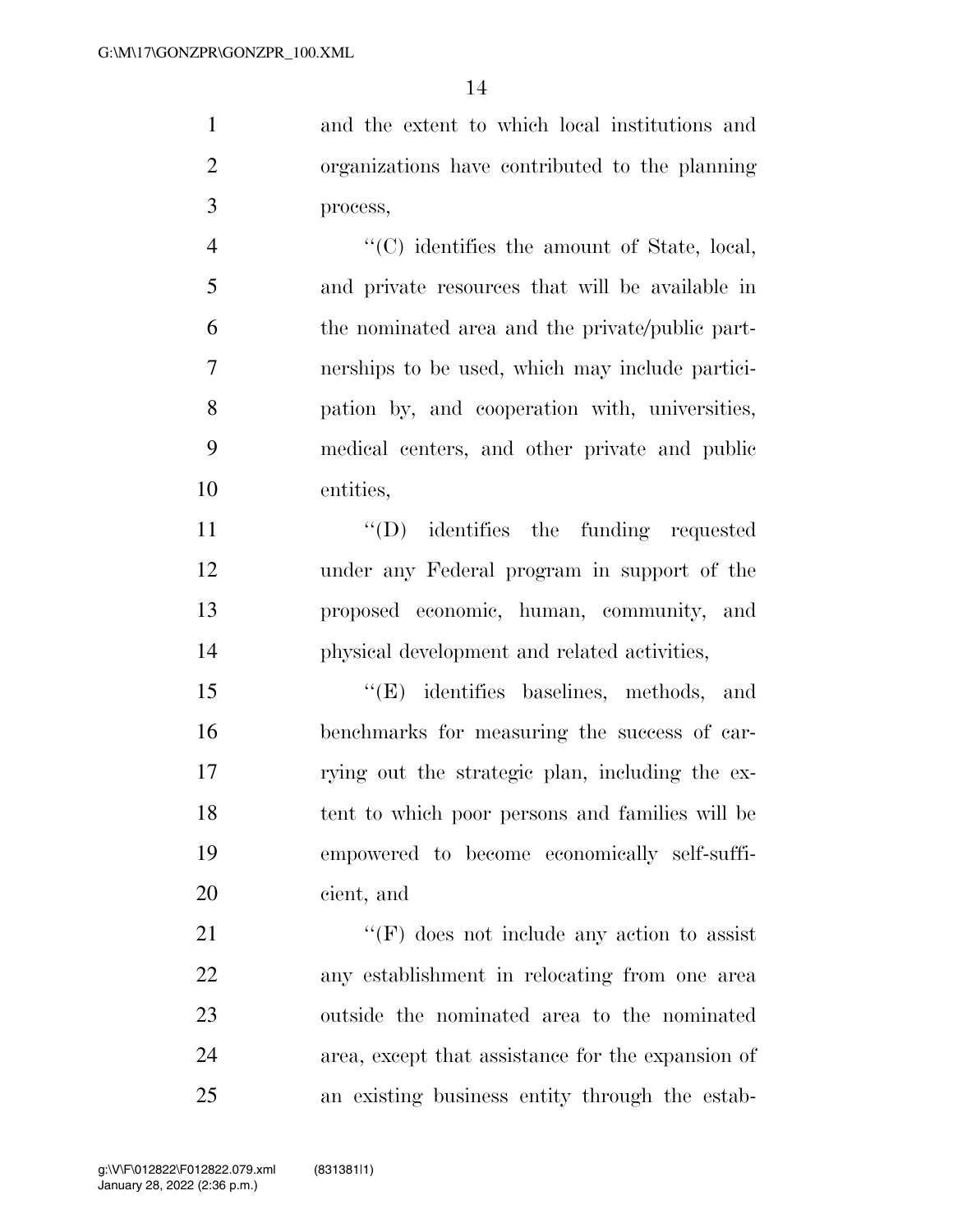and the extent to which local institutions and organizations have contributed to the planning process,

''(C) identifies the amount of State, local, and private resources that will be available in the nominated area and the private/public partnerships to be used, which may include participation by, and cooperation with, universities, medical centers, and other private and public entities,

''(D) identifies the funding requested under any Federal program in support of the proposed economic, human, community, and physical development and related activities,

''(E) identifies baselines, methods, and benchmarks for measuring the success of carrying out the strategic plan, including the extent to which poor persons and families will be empowered to become economically self-sufficient, and

''(F) does not include any action to assist any establishment in relocating from one area outside the nominated area to the nominated area, except that assistance for the expansion of an existing business entity through the estab-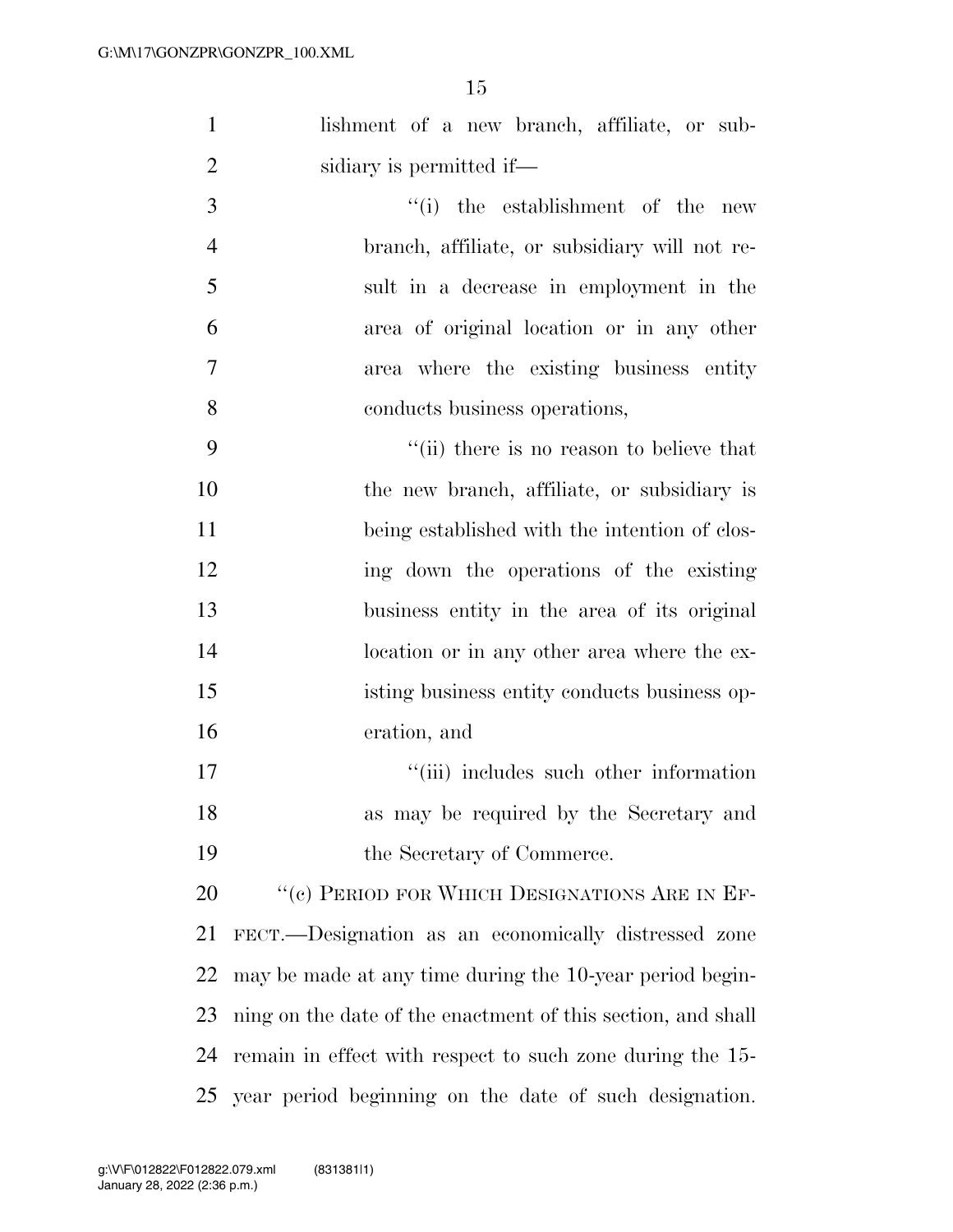lishment of a new branch, affiliate, or subsidiary is permitted if—

"(i) the establishment of the new branch, affiliate, or subsidiary will not result in a decrease in employment in the area of original location or in any other area where the existing business entity conducts business operations,

"(ii) there is no reason to believe that the new branch, affiliate, or subsidiary is being established with the intention of closing down the operations of the existing business entity in the area of its original location or in any other area where the existing business entity conducts business operation, and

"(iii) includes such other information as may be required by the Secretary and the Secretary of Commerce.

"(c) PERIOD FOR WHICH DESIGNATIONS ARE IN EFFECT.—Designation as an economically distressed zone may be made at any time during the 10-year period beginning on the date of the enactment of this section, and shall remain in effect with respect to such zone during the 15-year period beginning on the date of such designation.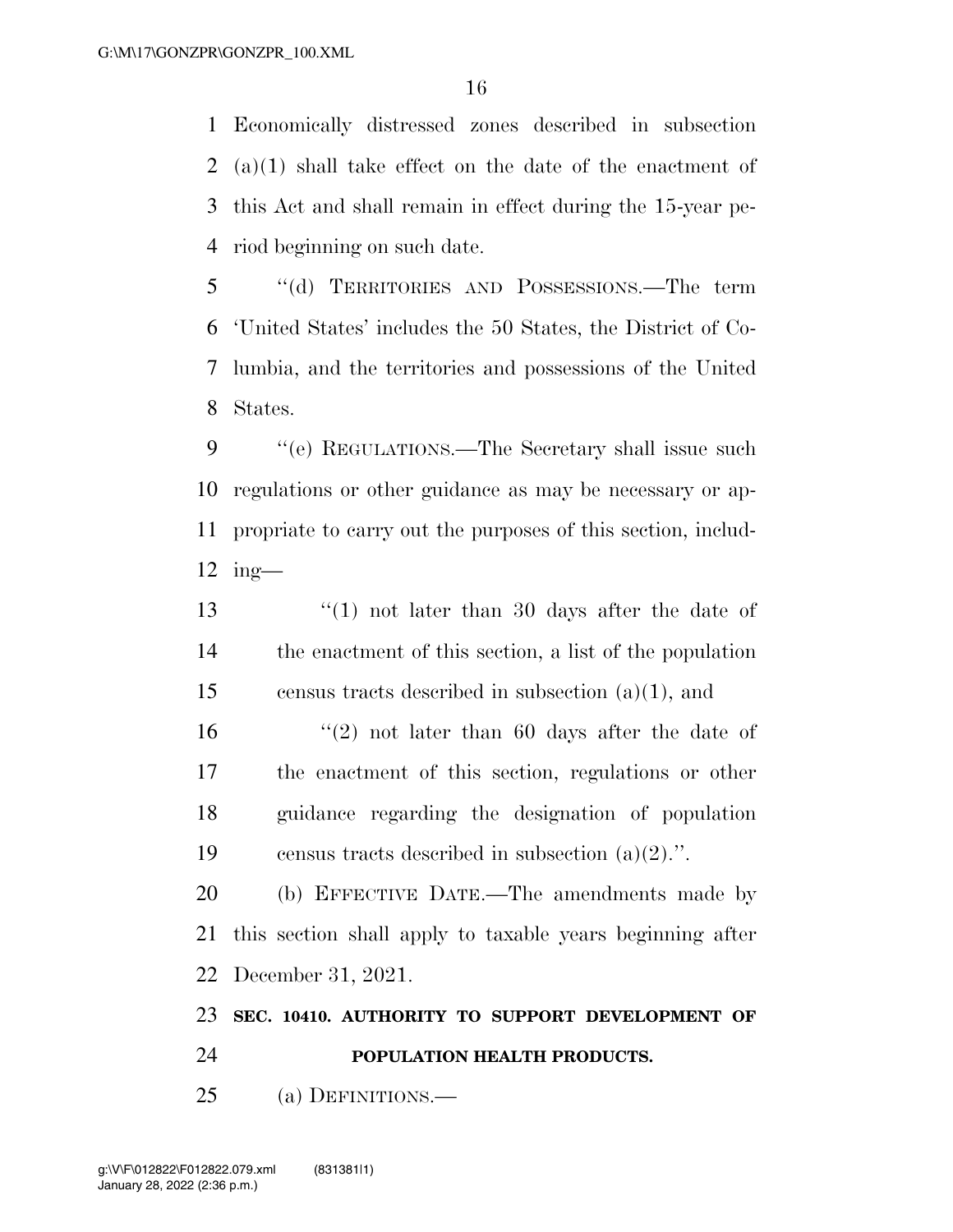Economically distressed zones described in subsection (a)(1) shall take effect on the date of the enactment of this Act and shall remain in effect during the 15-year period beginning on such date.

''(d) TERRITORIES AND POSSESSIONS.—The term 'United States' includes the 50 States, the District of Columbia, and the territories and possessions of the United States.

''(e) REGULATIONS.—The Secretary shall issue such regulations or other guidance as may be necessary or appropriate to carry out the purposes of this section, including—

''(1) not later than 30 days after the date of the enactment of this section, a list of the population census tracts described in subsection (a)(1), and

''(2) not later than 60 days after the date of the enactment of this section, regulations or other guidance regarding the designation of population census tracts described in subsection (a)(2).''.

(b) EFFECTIVE DATE.—The amendments made by this section shall apply to taxable years beginning after December 31, 2021.

**SEC. 10410. AUTHORITY TO SUPPORT DEVELOPMENT OF POPULATION HEALTH PRODUCTS.**

(a) DEFINITIONS.—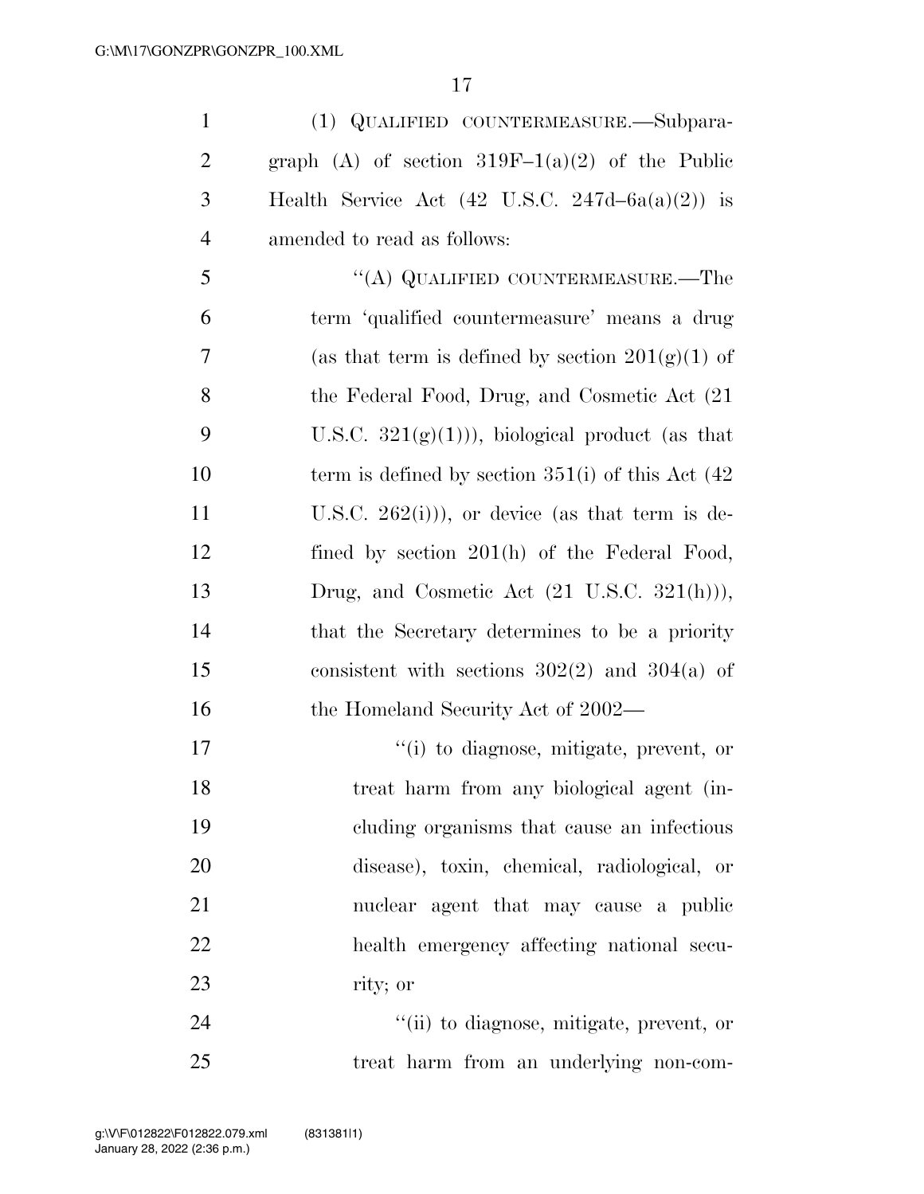(1) QUALIFIED COUNTERMEASURE.—Subparagraph (A) of section 319F–1(a)(2) of the Public Health Service Act (42 U.S.C. 247d–6a(a)(2)) is amended to read as follows:

"(A) QUALIFIED COUNTERMEASURE.—The term 'qualified countermeasure' means a drug (as that term is defined by section 201(g)(1) of the Federal Food, Drug, and Cosmetic Act (21 U.S.C. 321(g)(1))), biological product (as that term is defined by section 351(i) of this Act (42 U.S.C. 262(i))), or device (as that term is defined by section 201(h) of the Federal Food, Drug, and Cosmetic Act (21 U.S.C. 321(h))), that the Secretary determines to be a priority consistent with sections 302(2) and 304(a) of the Homeland Security Act of 2002—

"(i) to diagnose, mitigate, prevent, or treat harm from any biological agent (including organisms that cause an infectious disease), toxin, chemical, radiological, or nuclear agent that may cause a public health emergency affecting national security; or

"(ii) to diagnose, mitigate, prevent, or treat harm from an underlying non-com-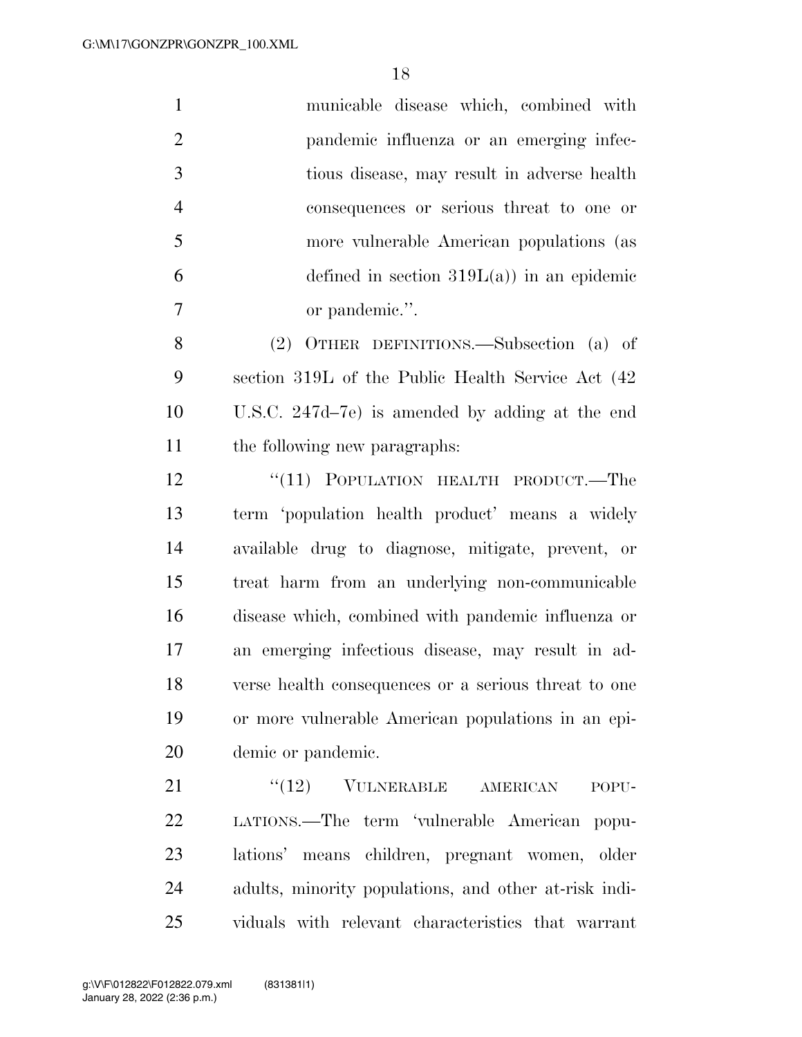municable disease which, combined with pandemic influenza or an emerging infectious disease, may result in adverse health consequences or serious threat to one or more vulnerable American populations (as defined in section 319L(a)) in an epidemic or pandemic.''.

(2) OTHER DEFINITIONS.—Subsection (a) of section 319L of the Public Health Service Act (42 U.S.C. 247d–7e) is amended by adding at the end the following new paragraphs:

''(11) POPULATION HEALTH PRODUCT.—The term 'population health product' means a widely available drug to diagnose, mitigate, prevent, or treat harm from an underlying non-communicable disease which, combined with pandemic influenza or an emerging infectious disease, may result in adverse health consequences or a serious threat to one or more vulnerable American populations in an epidemic or pandemic.

''(12) VULNERABLE AMERICAN POPULATIONS.—The term 'vulnerable American populations' means children, pregnant women, older adults, minority populations, and other at-risk individuals with relevant characteristics that warrant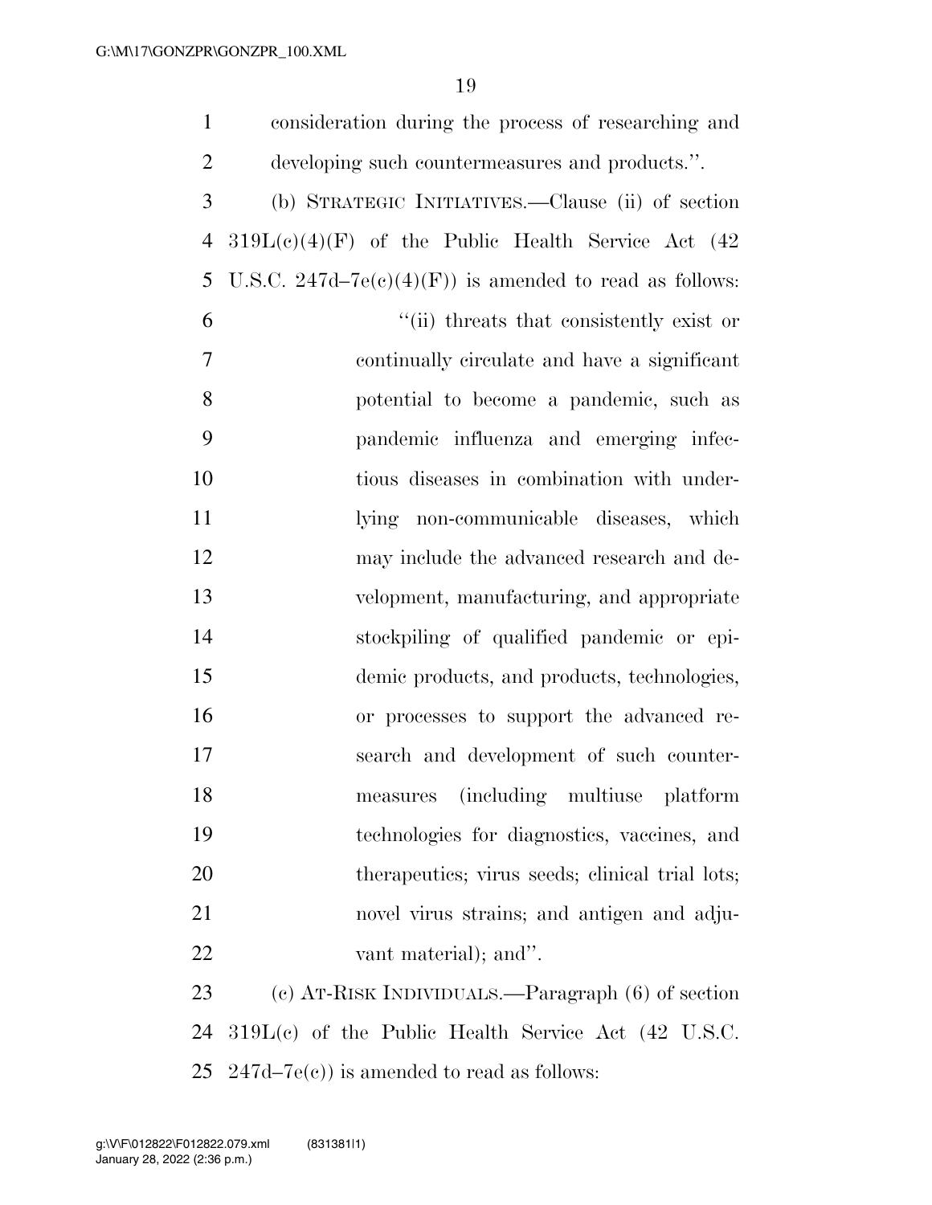consideration during the process of researching and developing such countermeasures and products.''.

(b) STRATEGIC INITIATIVES.—Clause (ii) of section 319L(c)(4)(F) of the Public Health Service Act (42 U.S.C. 247d–7e(c)(4)(F)) is amended to read as follows:

> ''(ii) threats that consistently exist or continually circulate and have a significant potential to become a pandemic, such as pandemic influenza and emerging infectious diseases in combination with underlying non-communicable diseases, which may include the advanced research and development, manufacturing, and appropriate stockpiling of qualified pandemic or epidemic products, and products, technologies, or processes to support the advanced research and development of such countermeasures (including multiuse platform technologies for diagnostics, vaccines, and therapeutics; virus seeds; clinical trial lots; novel virus strains; and antigen and adjuvant material); and''.

(c) AT-RISK INDIVIDUALS.—Paragraph (6) of section 319L(c) of the Public Health Service Act (42 U.S.C. 247d–7e(c)) is amended to read as follows: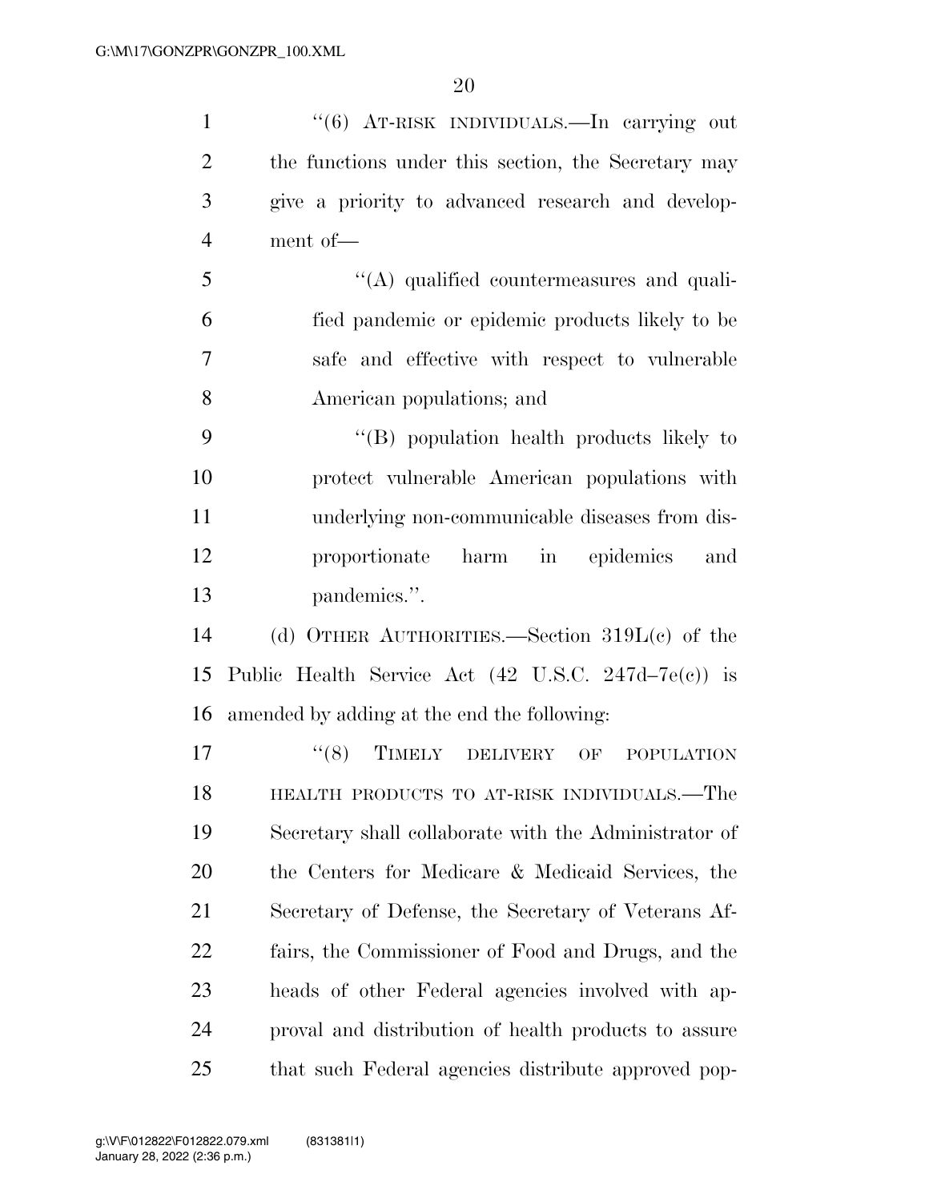"(6) AT-RISK INDIVIDUALS.—In carrying out the functions under this section, the Secretary may give a priority to advanced research and development of—

"(A) qualified countermeasures and qualified pandemic or epidemic products likely to be safe and effective with respect to vulnerable American populations; and

"(B) population health products likely to protect vulnerable American populations with underlying non-communicable diseases from disproportionate harm in epidemics and pandemics.".

(d) OTHER AUTHORITIES.—Section 319L(c) of the Public Health Service Act (42 U.S.C. 247d–7e(c)) is amended by adding at the end the following:

"(8) TIMELY DELIVERY OF POPULATION HEALTH PRODUCTS TO AT-RISK INDIVIDUALS.—The Secretary shall collaborate with the Administrator of the Centers for Medicare & Medicaid Services, the Secretary of Defense, the Secretary of Veterans Affairs, the Commissioner of Food and Drugs, and the heads of other Federal agencies involved with approval and distribution of health products to assure that such Federal agencies distribute approved pop-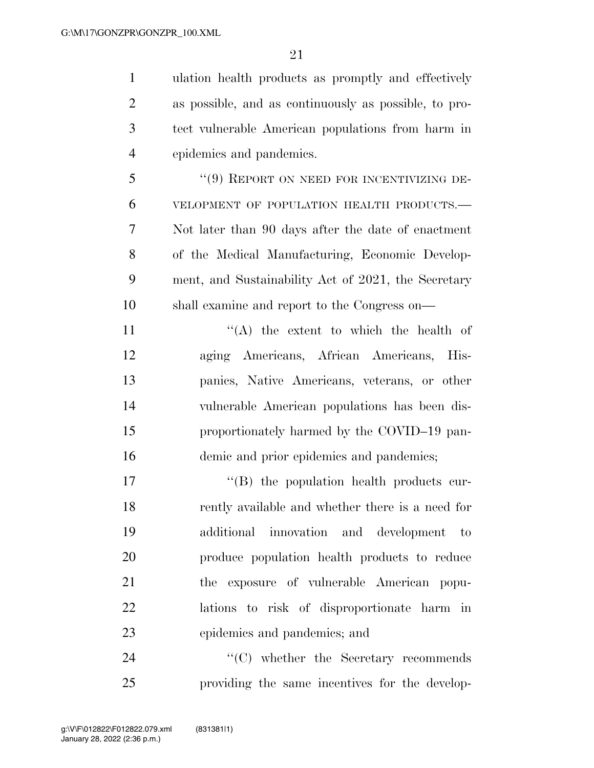ulation health products as promptly and effectively as possible, and as continuously as possible, to protect vulnerable American populations from harm in epidemics and pandemics.

"(9) REPORT ON NEED FOR INCENTIVIZING DEVELOPMENT OF POPULATION HEALTH PRODUCTS.—Not later than 90 days after the date of enactment of the Medical Manufacturing, Economic Development, and Sustainability Act of 2021, the Secretary shall examine and report to the Congress on—

"(A) the extent to which the health of aging Americans, African Americans, Hispanics, Native Americans, veterans, or other vulnerable American populations has been disproportionately harmed by the COVID–19 pandemic and prior epidemics and pandemics;

"(B) the population health products currently available and whether there is a need for additional innovation and development to produce population health products to reduce the exposure of vulnerable American populations to risk of disproportionate harm in epidemics and pandemics; and

"(C) whether the Secretary recommends providing the same incentives for the develop-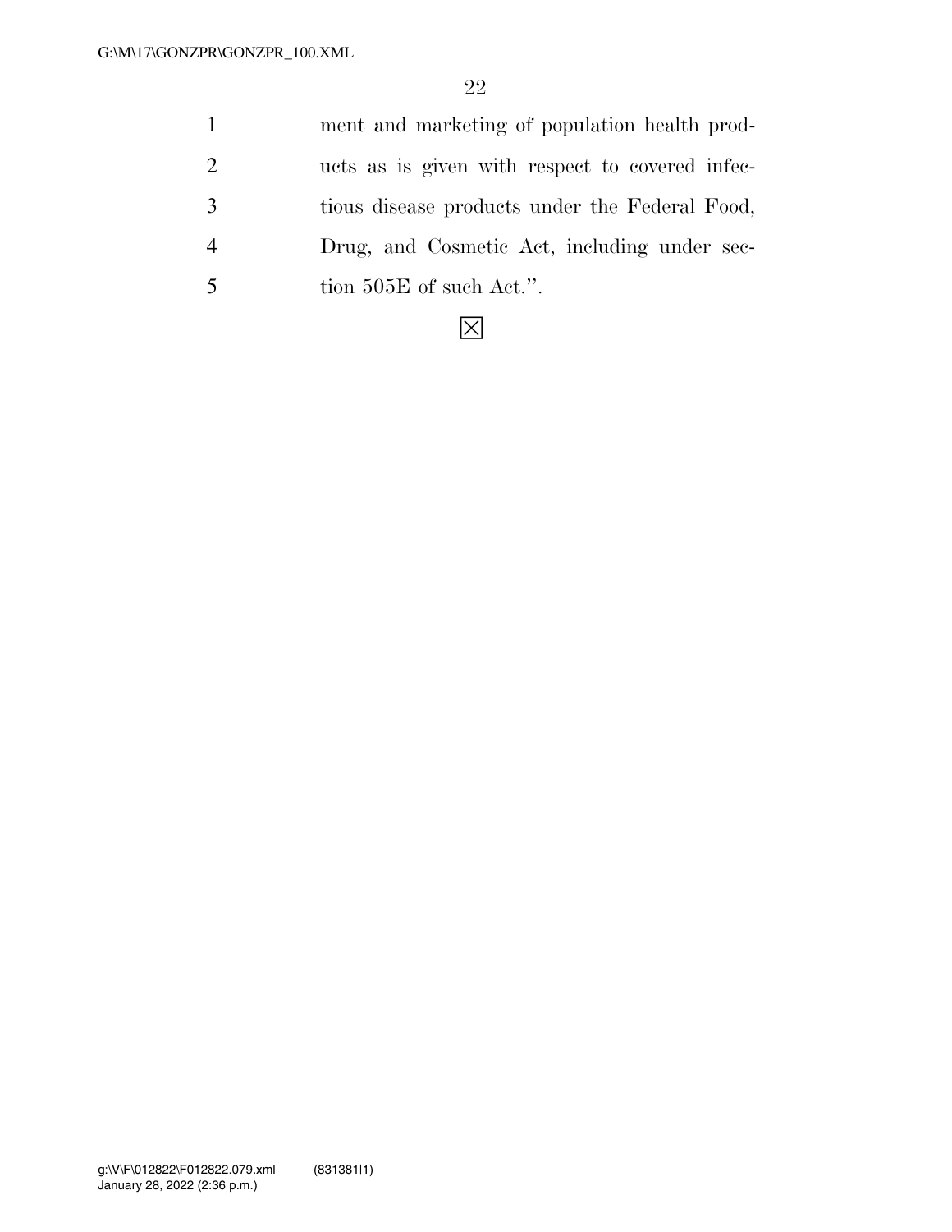ment and marketing of population health products as is given with respect to covered infectious disease products under the Federal Food, Drug, and Cosmetic Act, including under section 505E of such Act.''.